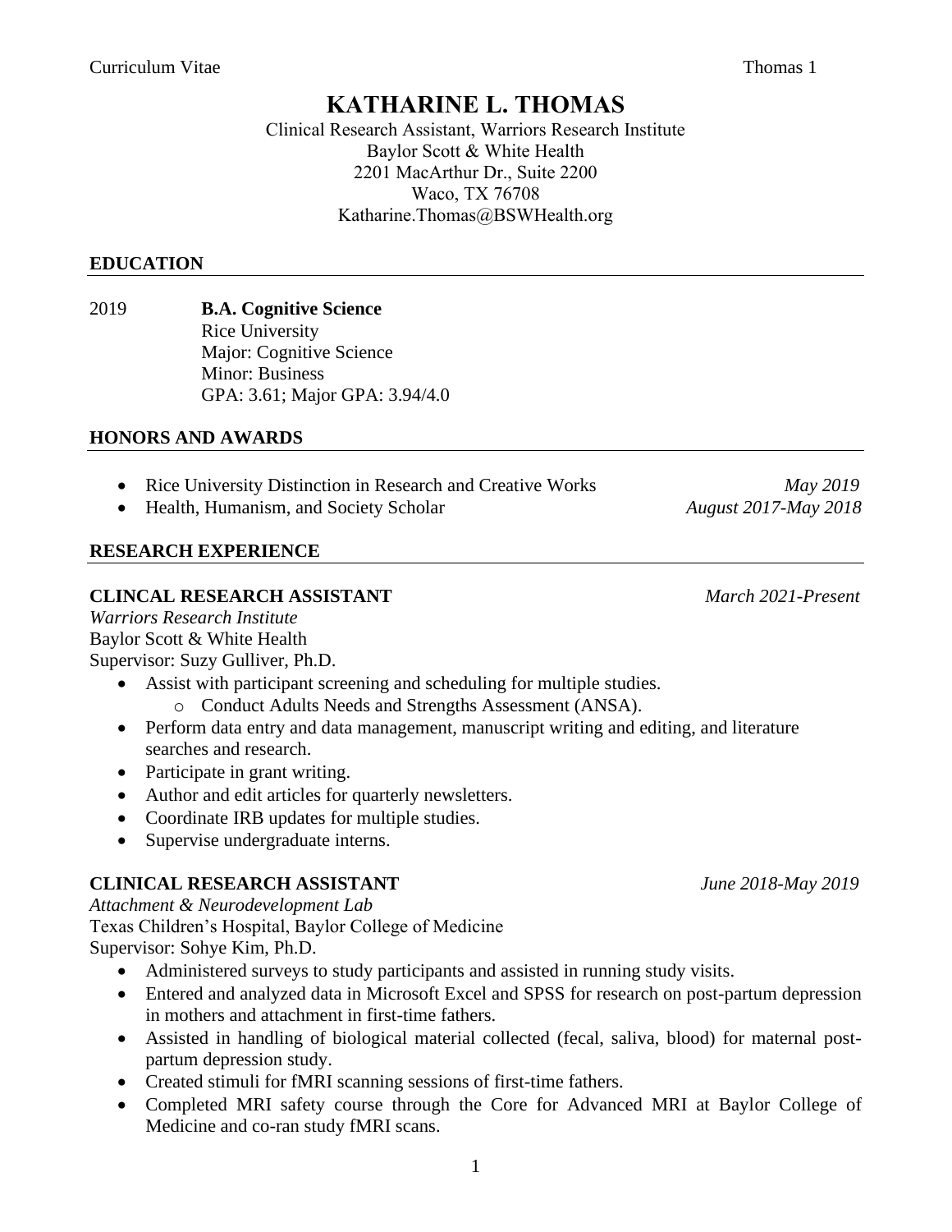# KATHARINE L. THOMAS

Clinical Research Assistant, Warriors Research Institute
Baylor Scott & White Health
2201 MacArthur Dr., Suite 2200
Waco, TX 76708
Katharine.Thomas@BSWHealth.org

## EDUCATION

2019 **B.A. Cognitive Science**
Rice University
Major: Cognitive Science
Minor: Business
GPA: 3.61; Major GPA: 3.94/4.0

## HONORS AND AWARDS

- Rice University Distinction in Research and Creative Works — *May 2019*
- Health, Humanism, and Society Scholar — *August 2017-May 2018*

## RESEARCH EXPERIENCE

**CLINCAL RESEARCH ASSISTANT** — *March 2021-Present*
*Warriors Research Institute*
Baylor Scott & White Health
Supervisor: Suzy Gulliver, Ph.D.

- Assist with participant screening and scheduling for multiple studies.
    - Conduct Adults Needs and Strengths Assessment (ANSA).
- Perform data entry and data management, manuscript writing and editing, and literature searches and research.
- Participate in grant writing.
- Author and edit articles for quarterly newsletters.
- Coordinate IRB updates for multiple studies.
- Supervise undergraduate interns.

**CLINICAL RESEARCH ASSISTANT** — *June 2018-May 2019*
*Attachment & Neurodevelopment Lab*
Texas Children's Hospital, Baylor College of Medicine
Supervisor: Sohye Kim, Ph.D.

- Administered surveys to study participants and assisted in running study visits.
- Entered and analyzed data in Microsoft Excel and SPSS for research on post-partum depression in mothers and attachment in first-time fathers.
- Assisted in handling of biological material collected (fecal, saliva, blood) for maternal post-partum depression study.
- Created stimuli for fMRI scanning sessions of first-time fathers.
- Completed MRI safety course through the Core for Advanced MRI at Baylor College of Medicine and co-ran study fMRI scans.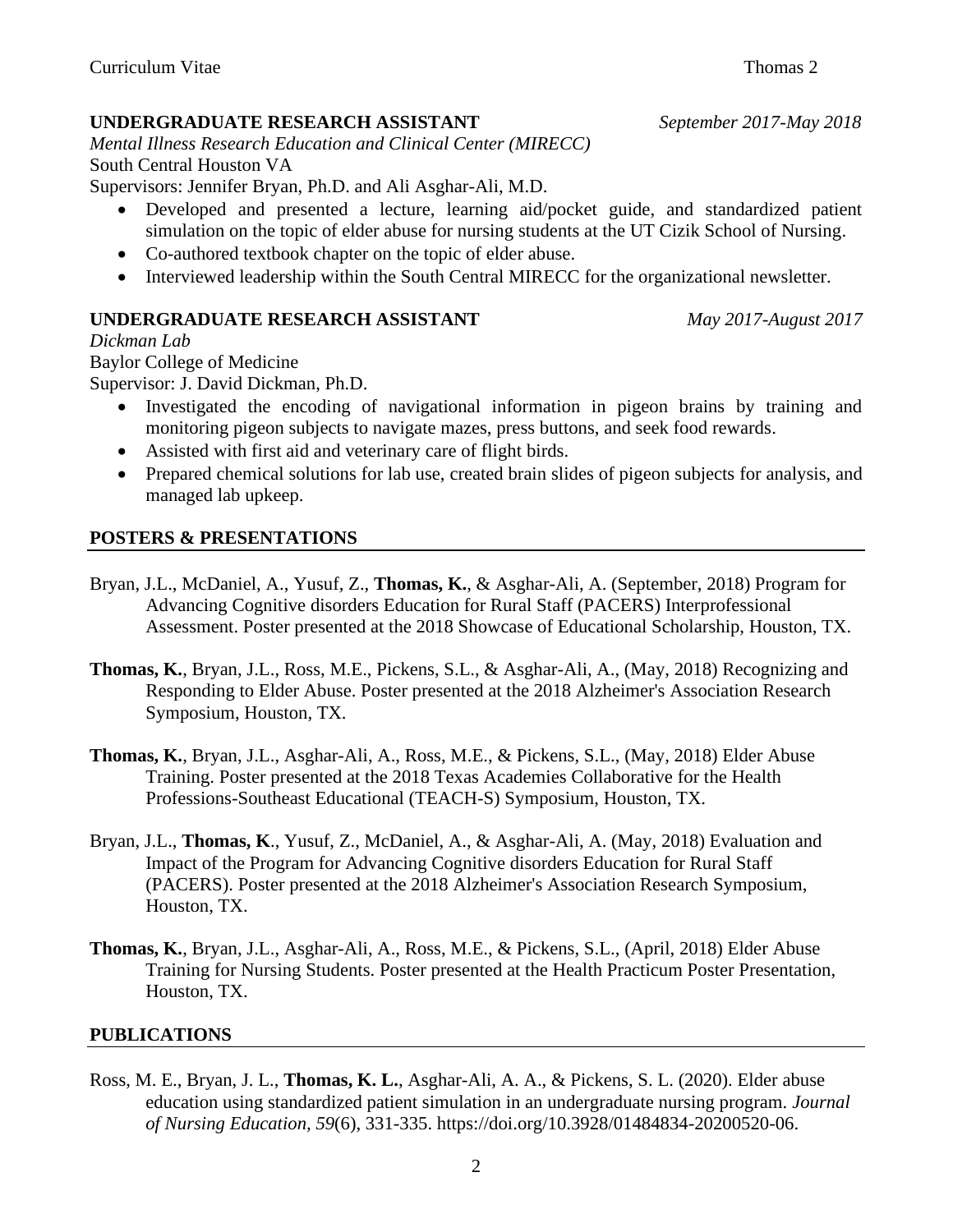**UNDERGRADUATE RESEARCH ASSISTANT** *September 2017-May 2018*

*Mental Illness Research Education and Clinical Center (MIRECC)*
South Central Houston VA
Supervisors: Jennifer Bryan, Ph.D. and Ali Asghar-Ali, M.D.

- Developed and presented a lecture, learning aid/pocket guide, and standardized patient simulation on the topic of elder abuse for nursing students at the UT Cizik School of Nursing.
- Co-authored textbook chapter on the topic of elder abuse.
- Interviewed leadership within the South Central MIRECC for the organizational newsletter.

**UNDERGRADUATE RESEARCH ASSISTANT** *May 2017-August 2017*

*Dickman Lab*
Baylor College of Medicine
Supervisor: J. David Dickman, Ph.D.

- Investigated the encoding of navigational information in pigeon brains by training and monitoring pigeon subjects to navigate mazes, press buttons, and seek food rewards.
- Assisted with first aid and veterinary care of flight birds.
- Prepared chemical solutions for lab use, created brain slides of pigeon subjects for analysis, and managed lab upkeep.

## POSTERS & PRESENTATIONS

Bryan, J.L., McDaniel, A., Yusuf, Z., **Thomas, K.**, & Asghar-Ali, A. (September, 2018) Program for Advancing Cognitive disorders Education for Rural Staff (PACERS) Interprofessional Assessment. Poster presented at the 2018 Showcase of Educational Scholarship, Houston, TX.

**Thomas, K.**, Bryan, J.L., Ross, M.E., Pickens, S.L., & Asghar-Ali, A., (May, 2018) Recognizing and Responding to Elder Abuse. Poster presented at the 2018 Alzheimer's Association Research Symposium, Houston, TX.

**Thomas, K.**, Bryan, J.L., Asghar-Ali, A., Ross, M.E., & Pickens, S.L., (May, 2018) Elder Abuse Training. Poster presented at the 2018 Texas Academies Collaborative for the Health Professions-Southeast Educational (TEACH-S) Symposium, Houston, TX.

Bryan, J.L., **Thomas, K**., Yusuf, Z., McDaniel, A., & Asghar-Ali, A. (May, 2018) Evaluation and Impact of the Program for Advancing Cognitive disorders Education for Rural Staff (PACERS). Poster presented at the 2018 Alzheimer's Association Research Symposium, Houston, TX.

**Thomas, K.**, Bryan, J.L., Asghar-Ali, A., Ross, M.E., & Pickens, S.L., (April, 2018) Elder Abuse Training for Nursing Students. Poster presented at the Health Practicum Poster Presentation, Houston, TX.

## PUBLICATIONS

Ross, M. E., Bryan, J. L., **Thomas, K. L.**, Asghar-Ali, A. A., & Pickens, S. L. (2020). Elder abuse education using standardized patient simulation in an undergraduate nursing program. *Journal of Nursing Education, 59*(6), 331-335. https://doi.org/10.3928/01484834-20200520-06.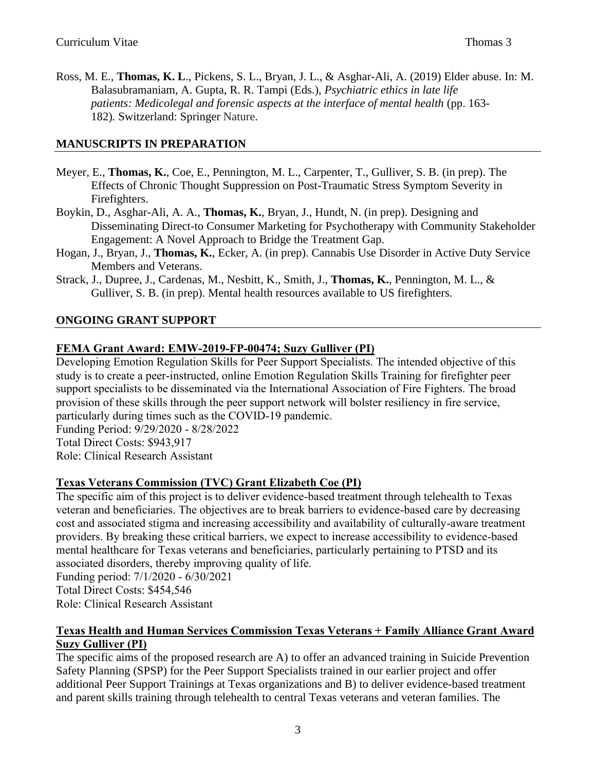Ross, M. E., **Thomas, K. L**., Pickens, S. L., Bryan, J. L., & Asghar-Ali, A. (2019) Elder abuse. In: M. Balasubramaniam, A. Gupta, R. R. Tampi (Eds.), *Psychiatric ethics in late life patients: Medicolegal and forensic aspects at the interface of mental health* (pp. 163-182)*.* Switzerland: Springer Nature.

## MANUSCRIPTS IN PREPARATION

Meyer, E., **Thomas, K.**, Coe, E., Pennington, M. L., Carpenter, T., Gulliver, S. B. (in prep). The Effects of Chronic Thought Suppression on Post-Traumatic Stress Symptom Severity in Firefighters.

Boykin, D., Asghar-Ali, A. A., **Thomas, K.**, Bryan, J., Hundt, N. (in prep). Designing and Disseminating Direct-to Consumer Marketing for Psychotherapy with Community Stakeholder Engagement: A Novel Approach to Bridge the Treatment Gap.

Hogan, J., Bryan, J., **Thomas, K.**, Ecker, A. (in prep). Cannabis Use Disorder in Active Duty Service Members and Veterans.

Strack, J., Dupree, J., Cardenas, M., Nesbitt, K., Smith, J., **Thomas, K.**, Pennington, M. L., & Gulliver, S. B. (in prep). Mental health resources available to US firefighters.

## ONGOING GRANT SUPPORT

**FEMA Grant Award: EMW-2019-FP-00474; Suzy Gulliver (PI)**

Developing Emotion Regulation Skills for Peer Support Specialists. The intended objective of this study is to create a peer-instructed, online Emotion Regulation Skills Training for firefighter peer support specialists to be disseminated via the International Association of Fire Fighters. The broad provision of these skills through the peer support network will bolster resiliency in fire service, particularly during times such as the COVID-19 pandemic.
Funding Period: 9/29/2020 - 8/28/2022
Total Direct Costs: $943,917
Role: Clinical Research Assistant

**Texas Veterans Commission (TVC) Grant Elizabeth Coe (PI)**

The specific aim of this project is to deliver evidence-based treatment through telehealth to Texas veteran and beneficiaries. The objectives are to break barriers to evidence-based care by decreasing cost and associated stigma and increasing accessibility and availability of culturally-aware treatment providers. By breaking these critical barriers, we expect to increase accessibility to evidence-based mental healthcare for Texas veterans and beneficiaries, particularly pertaining to PTSD and its associated disorders, thereby improving quality of life.
Funding period: 7/1/2020 - 6/30/2021
Total Direct Costs: $454,546
Role: Clinical Research Assistant

**Texas Health and Human Services Commission Texas Veterans + Family Alliance Grant Award Suzy Gulliver (PI)**

The specific aims of the proposed research are A) to offer an advanced training in Suicide Prevention Safety Planning (SPSP) for the Peer Support Specialists trained in our earlier project and offer additional Peer Support Trainings at Texas organizations and B) to deliver evidence-based treatment and parent skills training through telehealth to central Texas veterans and veteran families. The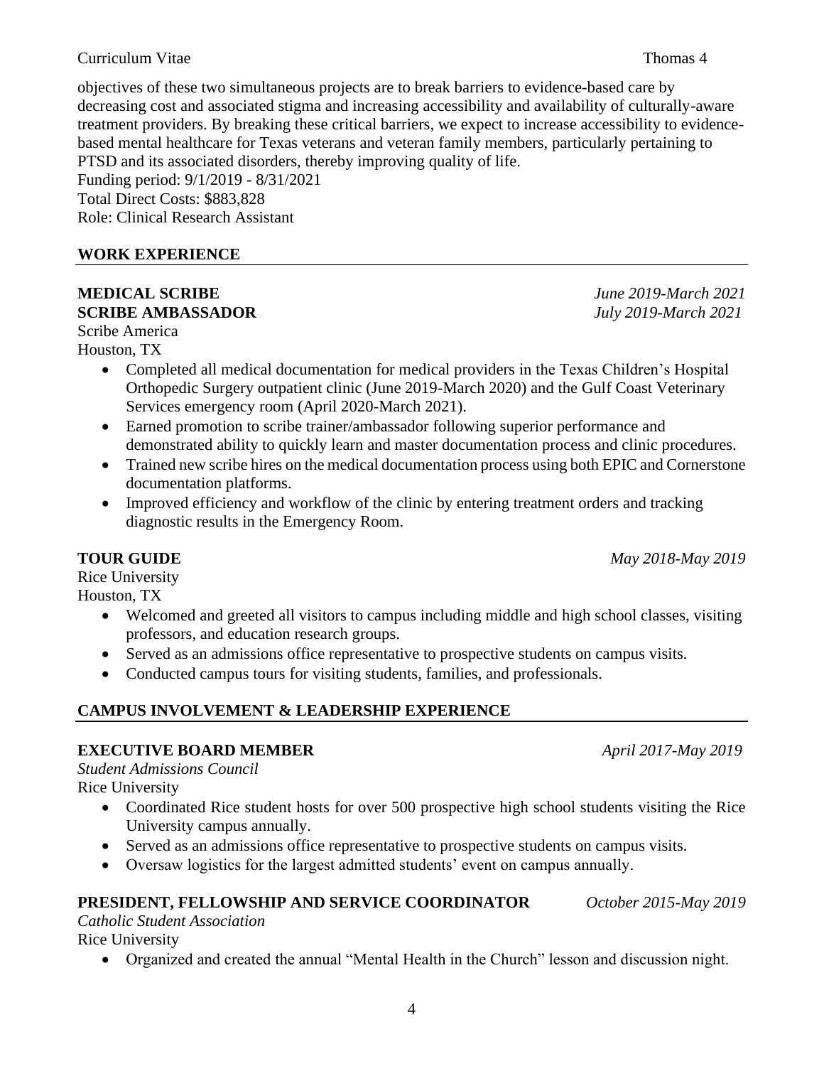objectives of these two simultaneous projects are to break barriers to evidence-based care by decreasing cost and associated stigma and increasing accessibility and availability of culturally-aware treatment providers. By breaking these critical barriers, we expect to increase accessibility to evidence-based mental healthcare for Texas veterans and veteran family members, particularly pertaining to PTSD and its associated disorders, thereby improving quality of life.
Funding period: 9/1/2019 - 8/31/2021
Total Direct Costs: $883,828
Role: Clinical Research Assistant

## WORK EXPERIENCE

**MEDICAL SCRIBE** *June 2019-March 2021*
**SCRIBE AMBASSADOR** *July 2019-March 2021*
Scribe America
Houston, TX

- Completed all medical documentation for medical providers in the Texas Children's Hospital Orthopedic Surgery outpatient clinic (June 2019-March 2020) and the Gulf Coast Veterinary Services emergency room (April 2020-March 2021).
- Earned promotion to scribe trainer/ambassador following superior performance and demonstrated ability to quickly learn and master documentation process and clinic procedures.
- Trained new scribe hires on the medical documentation process using both EPIC and Cornerstone documentation platforms.
- Improved efficiency and workflow of the clinic by entering treatment orders and tracking diagnostic results in the Emergency Room.

**TOUR GUIDE** *May 2018-May 2019*
Rice University
Houston, TX

- Welcomed and greeted all visitors to campus including middle and high school classes, visiting professors, and education research groups.
- Served as an admissions office representative to prospective students on campus visits.
- Conducted campus tours for visiting students, families, and professionals.

## CAMPUS INVOLVEMENT & LEADERSHIP EXPERIENCE

**EXECUTIVE BOARD MEMBER** *April 2017-May 2019*
*Student Admissions Council*
Rice University

- Coordinated Rice student hosts for over 500 prospective high school students visiting the Rice University campus annually.
- Served as an admissions office representative to prospective students on campus visits.
- Oversaw logistics for the largest admitted students' event on campus annually.

**PRESIDENT, FELLOWSHIP AND SERVICE COORDINATOR** *October 2015-May 2019*
*Catholic Student Association*
Rice University

- Organized and created the annual "Mental Health in the Church" lesson and discussion night.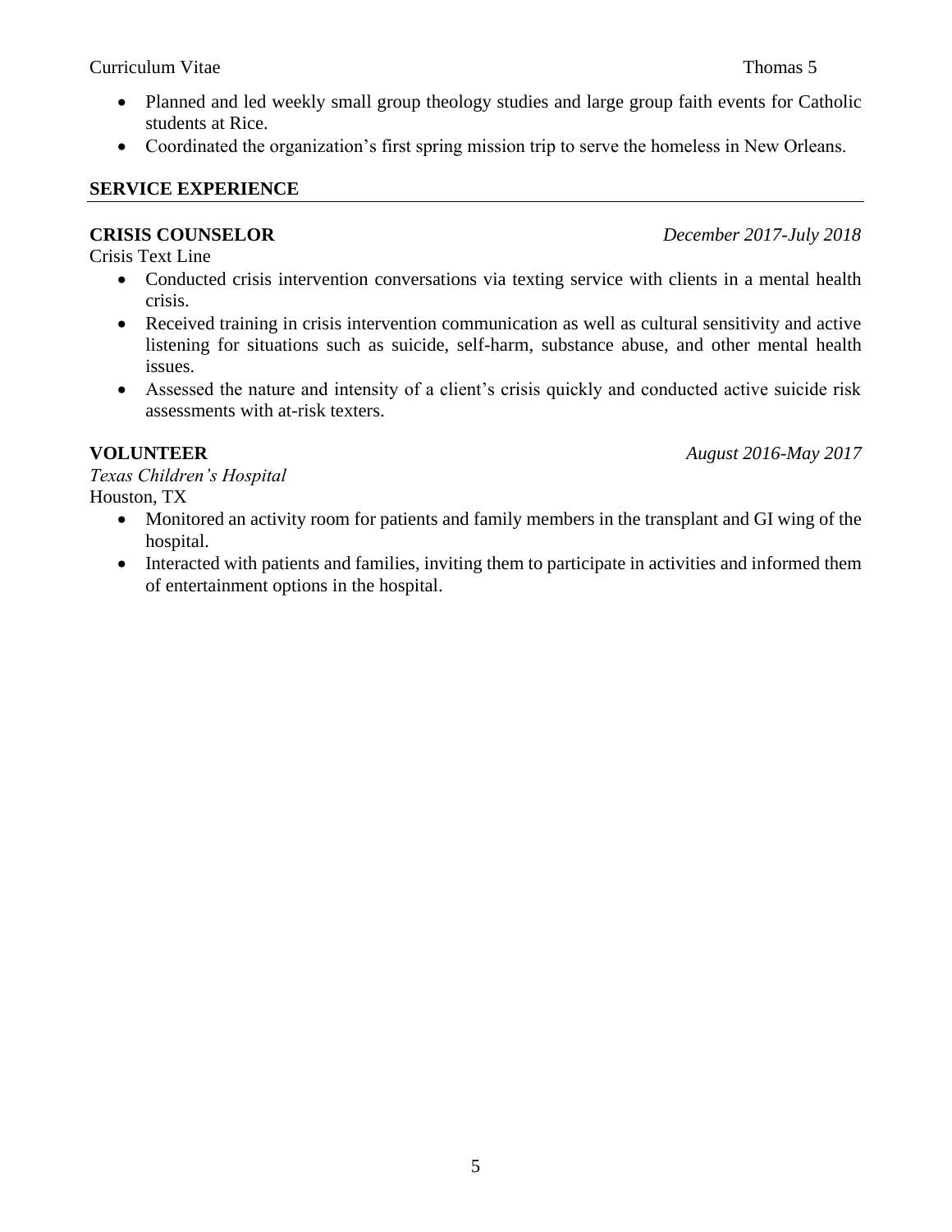- Planned and led weekly small group theology studies and large group faith events for Catholic students at Rice.
- Coordinated the organization's first spring mission trip to serve the homeless in New Orleans.

## SERVICE EXPERIENCE

**CRISIS COUNSELOR** *December 2017-July 2018*

Crisis Text Line

- Conducted crisis intervention conversations via texting service with clients in a mental health crisis.
- Received training in crisis intervention communication as well as cultural sensitivity and active listening for situations such as suicide, self-harm, substance abuse, and other mental health issues.
- Assessed the nature and intensity of a client's crisis quickly and conducted active suicide risk assessments with at-risk texters.

**VOLUNTEER** *August 2016-May 2017*

*Texas Children's Hospital*

Houston, TX

- Monitored an activity room for patients and family members in the transplant and GI wing of the hospital.
- Interacted with patients and families, inviting them to participate in activities and informed them of entertainment options in the hospital.